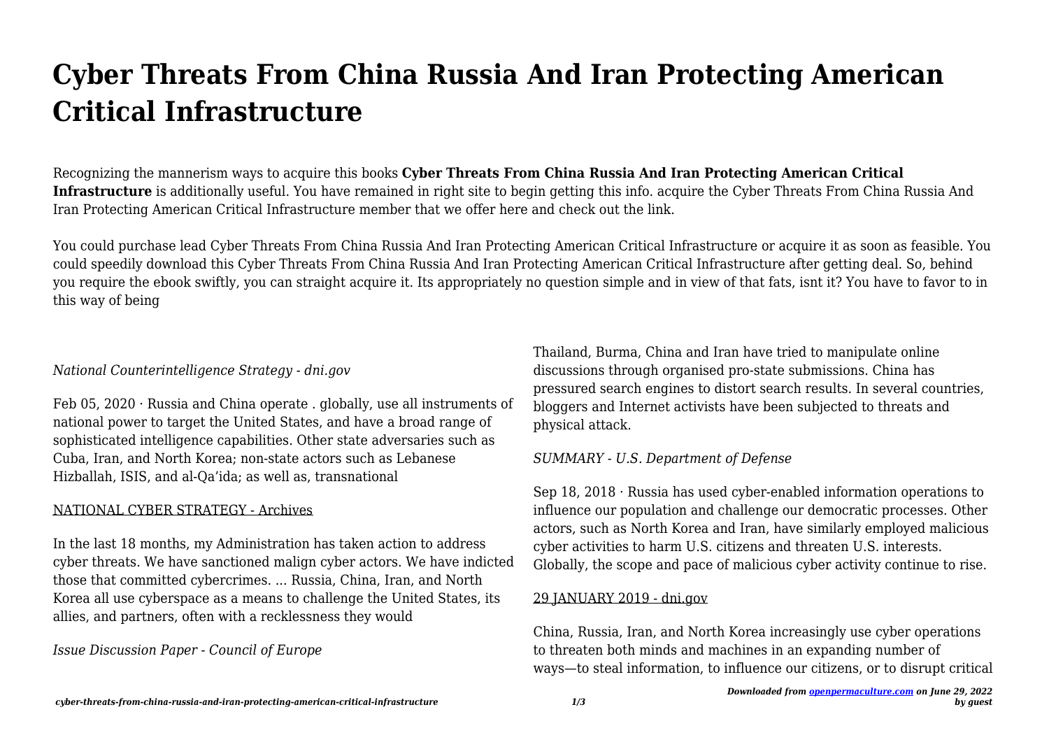# Cyber Threats From China Russia And Iran Protecting American Critical Infrastructure

Recognizing the mannerism ways to acquire this books **Cyber Threats From China Russia And Iran Protecting American Critical Infrastructure** is additionally useful. You have remained in right site to begin getting this info. acquire the Cyber Threats From China Russia And Iran Protecting American Critical Infrastructure member that we offer here and check out the link.

You could purchase lead Cyber Threats From China Russia And Iran Protecting American Critical Infrastructure or acquire it as soon as feasible. You could speedily download this Cyber Threats From China Russia And Iran Protecting American Critical Infrastructure after getting deal. So, behind you require the ebook swiftly, you can straight acquire it. Its appropriately no question simple and in view of that fats, isnt it? You have to favor to in this way of being

*National Counterintelligence Strategy - dni.gov*

Feb 05, 2020 · Russia and China operate . globally, use all instruments of national power to target the United States, and have a broad range of sophisticated intelligence capabilities. Other state adversaries such as Cuba, Iran, and North Korea; non-state actors such as Lebanese Hizballah, ISIS, and al-Qa'ida; as well as, transnational

NATIONAL CYBER STRATEGY - Archives

In the last 18 months, my Administration has taken action to address cyber threats. We have sanctioned malign cyber actors. We have indicted those that committed cybercrimes. ... Russia, China, Iran, and North Korea all use cyberspace as a means to challenge the United States, its allies, and partners, often with a recklessness they would

*Issue Discussion Paper - Council of Europe*

Thailand, Burma, China and Iran have tried to manipulate online discussions through organised pro-state submissions. China has pressured search engines to distort search results. In several countries, bloggers and Internet activists have been subjected to threats and physical attack.

*SUMMARY - U.S. Department of Defense*

Sep 18, 2018 · Russia has used cyber-enabled information operations to influence our population and challenge our democratic processes. Other actors, such as North Korea and Iran, have similarly employed malicious cyber activities to harm U.S. citizens and threaten U.S. interests. Globally, the scope and pace of malicious cyber activity continue to rise.

29 JANUARY 2019 - dni.gov

China, Russia, Iran, and North Korea increasingly use cyber operations to threaten both minds and machines in an expanding number of ways—to steal information, to influence our citizens, or to disrupt critical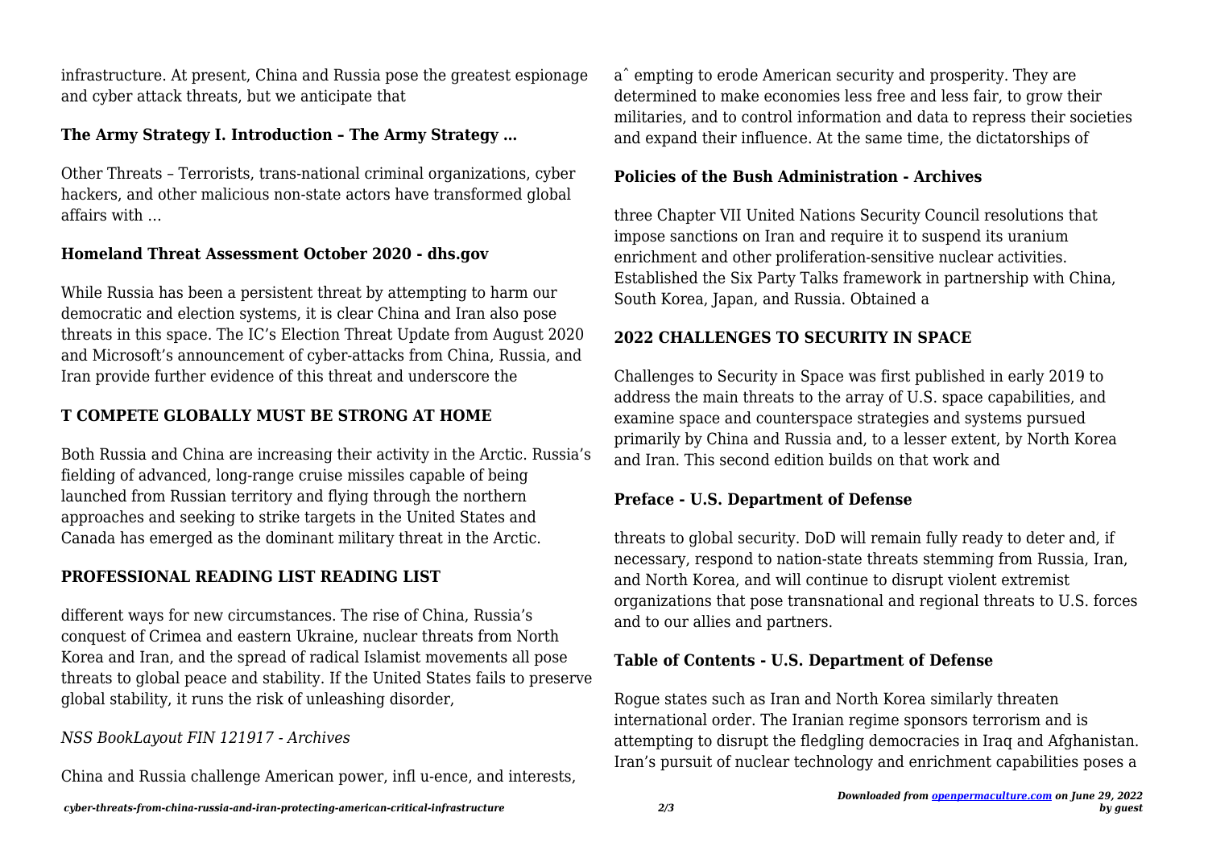infrastructure. At present, China and Russia pose the greatest espionage and cyber attack threats, but we anticipate that

**The Army Strategy I. Introduction – The Army Strategy …**

Other Threats – Terrorists, trans-national criminal organizations, cyber hackers, and other malicious non-state actors have transformed global affairs with …

**Homeland Threat Assessment October 2020 - dhs.gov**

While Russia has been a persistent threat by attempting to harm our democratic and election systems, it is clear China and Iran also pose threats in this space. The IC's Election Threat Update from August 2020 and Microsoft's announcement of cyber-attacks from China, Russia, and Iran provide further evidence of this threat and underscore the

**T COMPETE GLOBALLY MUST BE STRONG AT HOME**

Both Russia and China are increasing their activity in the Arctic. Russia's fielding of advanced, long-range cruise missiles capable of being launched from Russian territory and flying through the northern approaches and seeking to strike targets in the United States and Canada has emerged as the dominant military threat in the Arctic.

**PROFESSIONAL READING LIST READING LIST**

different ways for new circumstances. The rise of China, Russia's conquest of Crimea and eastern Ukraine, nuclear threats from North Korea and Iran, and the spread of radical Islamist movements all pose threats to global peace and stability. If the United States fails to preserve global stability, it runs the risk of unleashing disorder,

*NSS BookLayout FIN 121917 - Archives*

China and Russia challenge American power, infl u-ence, and interests, aˆ empting to erode American security and prosperity. They are determined to make economies less free and less fair, to grow their militaries, and to control information and data to repress their societies and expand their influence. At the same time, the dictatorships of

**Policies of the Bush Administration - Archives**

three Chapter VII United Nations Security Council resolutions that impose sanctions on Iran and require it to suspend its uranium enrichment and other proliferation-sensitive nuclear activities. Established the Six Party Talks framework in partnership with China, South Korea, Japan, and Russia. Obtained a

**2022 CHALLENGES TO SECURITY IN SPACE**

Challenges to Security in Space was first published in early 2019 to address the main threats to the array of U.S. space capabilities, and examine space and counterspace strategies and systems pursued primarily by China and Russia and, to a lesser extent, by North Korea and Iran. This second edition builds on that work and

**Preface - U.S. Department of Defense**

threats to global security. DoD will remain fully ready to deter and, if necessary, respond to nation-state threats stemming from Russia, Iran, and North Korea, and will continue to disrupt violent extremist organizations that pose transnational and regional threats to U.S. forces and to our allies and partners.

**Table of Contents - U.S. Department of Defense**

Rogue states such as Iran and North Korea similarly threaten international order. The Iranian regime sponsors terrorism and is attempting to disrupt the fledgling democracies in Iraq and Afghanistan. Iran's pursuit of nuclear technology and enrichment capabilities poses a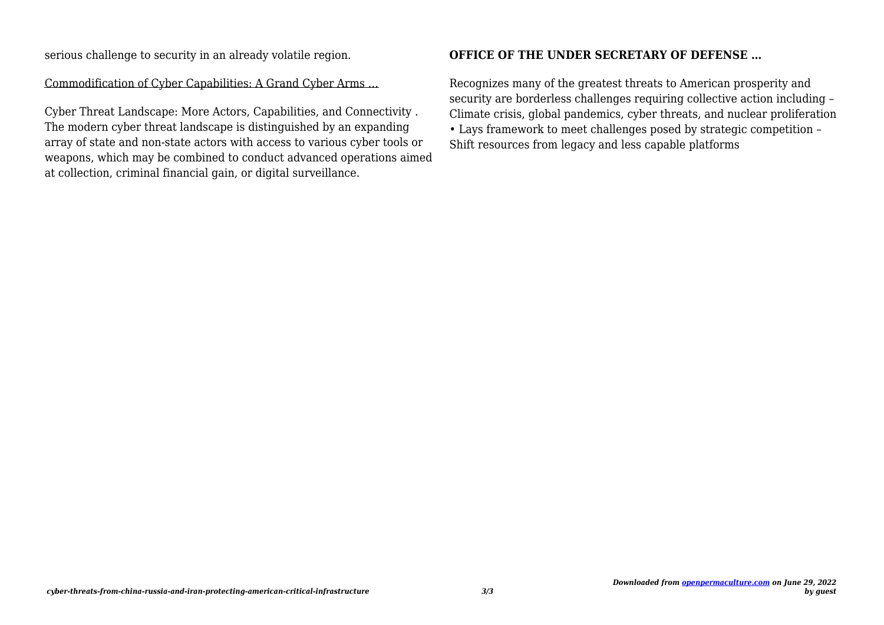serious challenge to security in an already volatile region.

Commodification of Cyber Capabilities: A Grand Cyber Arms ...

Cyber Threat Landscape: More Actors, Capabilities, and Connectivity . The modern cyber threat landscape is distinguished by an expanding array of state and non-state actors with access to various cyber tools or weapons, which may be combined to conduct advanced operations aimed at collection, criminal financial gain, or digital surveillance.

**OFFICE OF THE UNDER SECRETARY OF DEFENSE ...**

Recognizes many of the greatest threats to American prosperity and security are borderless challenges requiring collective action including – Climate crisis, global pandemics, cyber threats, and nuclear proliferation
• Lays framework to meet challenges posed by strategic competition – Shift resources from legacy and less capable platforms